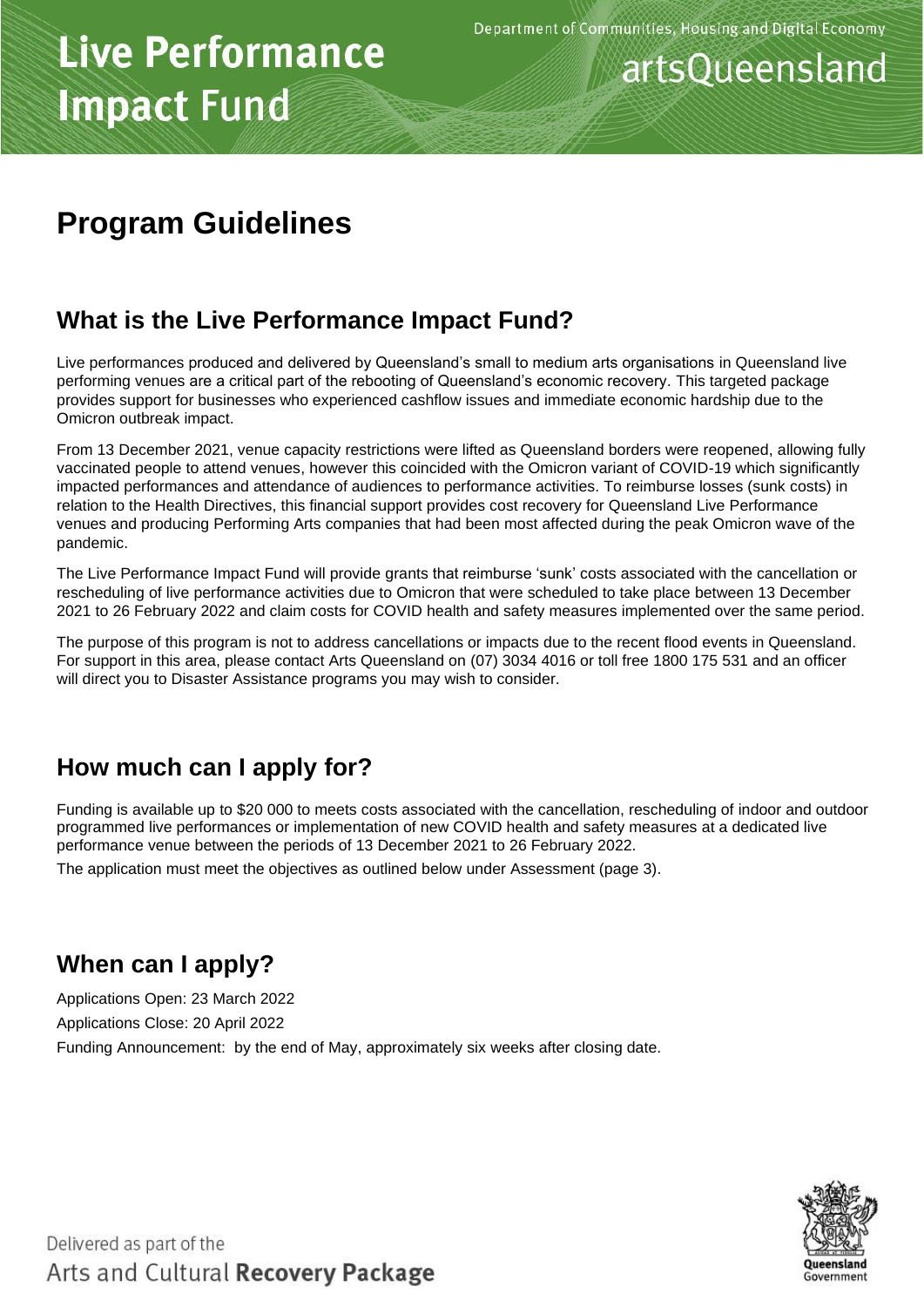Department of Communities, Housing and Digital Economy

# Live Performance Impact Fund

artsQueensland

# Program Guidelines

## What is the Live Performance Impact Fund?

Live performances produced and delivered by Queensland's small to medium arts organisations in Queensland live performing venues are a critical part of the rebooting of Queensland's economic recovery. This targeted package provides support for businesses who experienced cashflow issues and immediate economic hardship due to the Omicron outbreak impact.

From 13 December 2021, venue capacity restrictions were lifted as Queensland borders were reopened, allowing fully vaccinated people to attend venues, however this coincided with the Omicron variant of COVID-19 which significantly impacted performances and attendance of audiences to performance activities. To reimburse losses (sunk costs) in relation to the Health Directives, this financial support provides cost recovery for Queensland Live Performance venues and producing Performing Arts companies that had been most affected during the peak Omicron wave of the pandemic.

The Live Performance Impact Fund will provide grants that reimburse 'sunk' costs associated with the cancellation or rescheduling of live performance activities due to Omicron that were scheduled to take place between 13 December 2021 to 26 February 2022 and claim costs for COVID health and safety measures implemented over the same period.

The purpose of this program is not to address cancellations or impacts due to the recent flood events in Queensland. For support in this area, please contact Arts Queensland on (07) 3034 4016 or toll free 1800 175 531 and an officer will direct you to Disaster Assistance programs you may wish to consider.

## How much can I apply for?

Funding is available up to $20 000 to meets costs associated with the cancellation, rescheduling of indoor and outdoor programmed live performances or implementation of new COVID health and safety measures at a dedicated live performance venue between the periods of 13 December 2021 to 26 February 2022.

The application must meet the objectives as outlined below under Assessment (page 3).

## When can I apply?

Applications Open: 23 March 2022

Applications Close: 20 April 2022

Funding Announcement: by the end of May, approximately six weeks after closing date.

Delivered as part of the
Arts and Cultural **Recovery Package**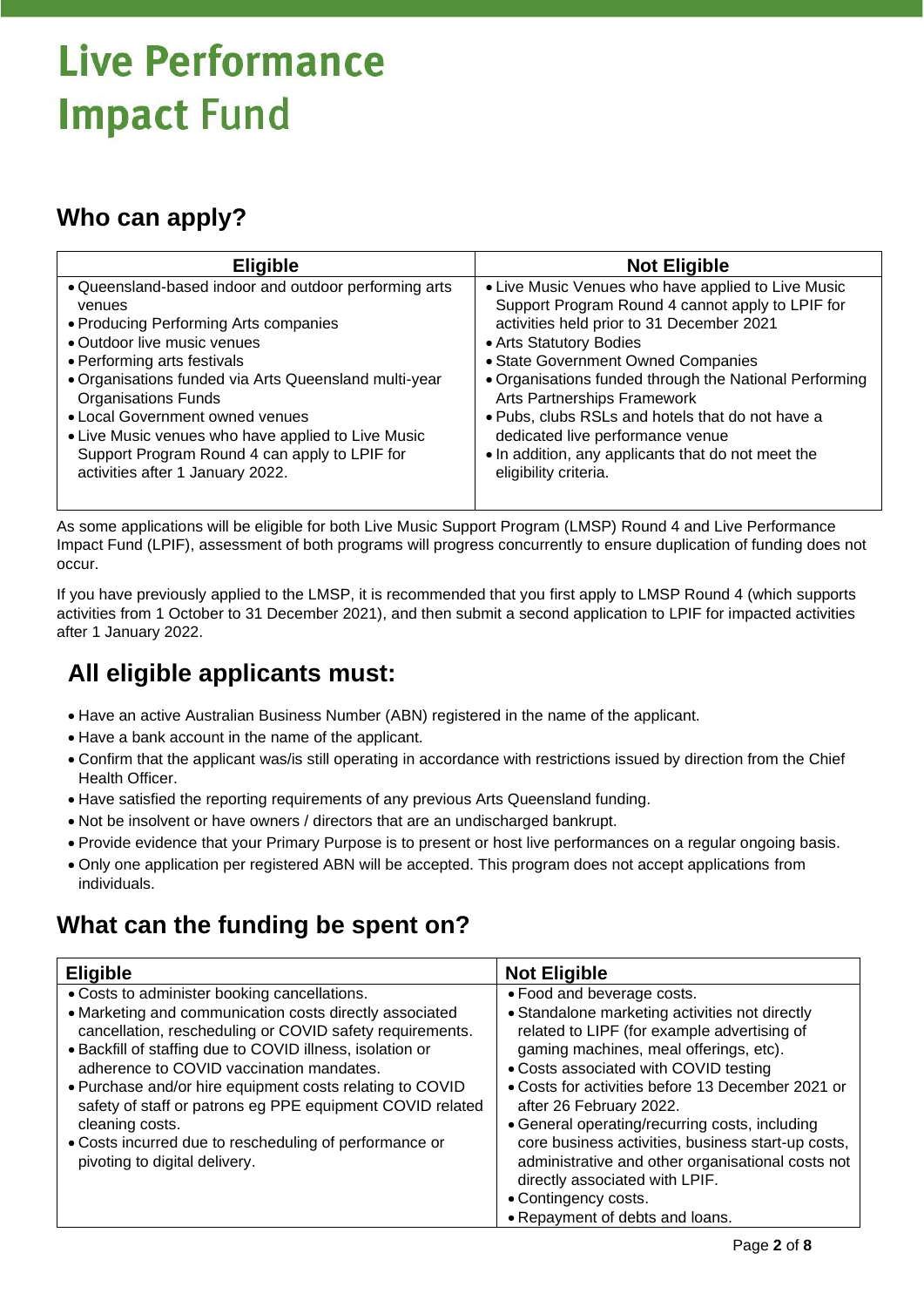# Live Performance Impact Fund

## Who can apply?

| Eligible | Not Eligible |
|---|---|
| • Queensland-based indoor and outdoor performing arts venues<br>• Producing Performing Arts companies<br>• Outdoor live music venues<br>• Performing arts festivals<br>• Organisations funded via Arts Queensland multi-year Organisations Funds<br>• Local Government owned venues<br>• Live Music venues who have applied to Live Music Support Program Round 4 can apply to LPIF for activities after 1 January 2022. | • Live Music Venues who have applied to Live Music Support Program Round 4 cannot apply to LPIF for activities held prior to 31 December 2021<br>• Arts Statutory Bodies<br>• State Government Owned Companies<br>• Organisations funded through the National Performing Arts Partnerships Framework<br>• Pubs, clubs RSLs and hotels that do not have a dedicated live performance venue<br>• In addition, any applicants that do not meet the eligibility criteria. |

As some applications will be eligible for both Live Music Support Program (LMSP) Round 4 and Live Performance Impact Fund (LPIF), assessment of both programs will progress concurrently to ensure duplication of funding does not occur.

If you have previously applied to the LMSP, it is recommended that you first apply to LMSP Round 4 (which supports activities from 1 October to 31 December 2021), and then submit a second application to LPIF for impacted activities after 1 January 2022.

## All eligible applicants must:

- Have an active Australian Business Number (ABN) registered in the name of the applicant.
- Have a bank account in the name of the applicant.
- Confirm that the applicant was/is still operating in accordance with restrictions issued by direction from the Chief Health Officer.
- Have satisfied the reporting requirements of any previous Arts Queensland funding.
- Not be insolvent or have owners / directors that are an undischarged bankrupt.
- Provide evidence that your Primary Purpose is to present or host live performances on a regular ongoing basis.
- Only one application per registered ABN will be accepted. This program does not accept applications from individuals.

## What can the funding be spent on?

| Eligible | Not Eligible |
|---|---|
| • Costs to administer booking cancellations.<br>• Marketing and communication costs directly associated cancellation, rescheduling or COVID safety requirements.<br>• Backfill of staffing due to COVID illness, isolation or adherence to COVID vaccination mandates.<br>• Purchase and/or hire equipment costs relating to COVID safety of staff or patrons eg PPE equipment COVID related cleaning costs.<br>• Costs incurred due to rescheduling of performance or pivoting to digital delivery. | • Food and beverage costs.<br>• Standalone marketing activities not directly related to LIPF (for example advertising of gaming machines, meal offerings, etc).<br>• Costs associated with COVID testing<br>• Costs for activities before 13 December 2021 or after 26 February 2022.<br>• General operating/recurring costs, including core business activities, business start-up costs, administrative and other organisational costs not directly associated with LPIF.<br>• Contingency costs.<br>• Repayment of debts and loans. |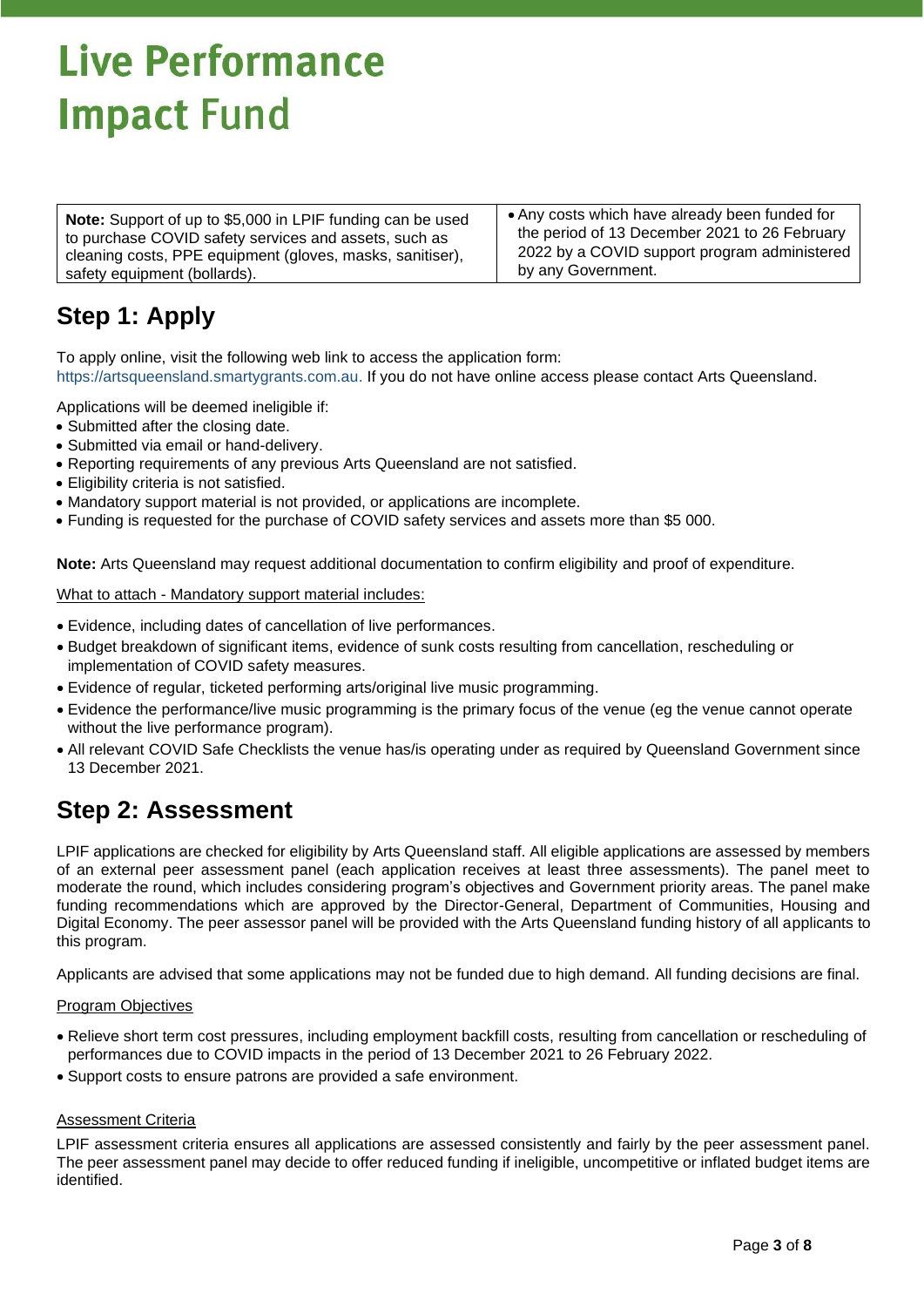# Live Performance Impact Fund

| **Note:** Support of up to $5,000 in LPIF funding can be used to purchase COVID safety services and assets, such as cleaning costs, PPE equipment (gloves, masks, sanitiser), safety equipment (bollards). | • Any costs which have already been funded for the period of 13 December 2021 to 26 February 2022 by a COVID support program administered by any Government. |
|---|---|

## Step 1: Apply

To apply online, visit the following web link to access the application form: https://artsqueensland.smartygrants.com.au. If you do not have online access please contact Arts Queensland.

Applications will be deemed ineligible if:

- Submitted after the closing date.
- Submitted via email or hand-delivery.
- Reporting requirements of any previous Arts Queensland are not satisfied.
- Eligibility criteria is not satisfied.
- Mandatory support material is not provided, or applications are incomplete.
- Funding is requested for the purchase of COVID safety services and assets more than $5 000.

**Note:** Arts Queensland may request additional documentation to confirm eligibility and proof of expenditure.

What to attach - Mandatory support material includes:

- Evidence, including dates of cancellation of live performances.
- Budget breakdown of significant items, evidence of sunk costs resulting from cancellation, rescheduling or implementation of COVID safety measures.
- Evidence of regular, ticketed performing arts/original live music programming.
- Evidence the performance/live music programming is the primary focus of the venue (eg the venue cannot operate without the live performance program).
- All relevant COVID Safe Checklists the venue has/is operating under as required by Queensland Government since 13 December 2021.

## Step 2: Assessment

LPIF applications are checked for eligibility by Arts Queensland staff. All eligible applications are assessed by members of an external peer assessment panel (each application receives at least three assessments). The panel meet to moderate the round, which includes considering program's objectives and Government priority areas. The panel make funding recommendations which are approved by the Director-General, Department of Communities, Housing and Digital Economy. The peer assessor panel will be provided with the Arts Queensland funding history of all applicants to this program.

Applicants are advised that some applications may not be funded due to high demand. All funding decisions are final.

Program Objectives

- Relieve short term cost pressures, including employment backfill costs, resulting from cancellation or rescheduling of performances due to COVID impacts in the period of 13 December 2021 to 26 February 2022.
- Support costs to ensure patrons are provided a safe environment.

Assessment Criteria

LPIF assessment criteria ensures all applications are assessed consistently and fairly by the peer assessment panel. The peer assessment panel may decide to offer reduced funding if ineligible, uncompetitive or inflated budget items are identified.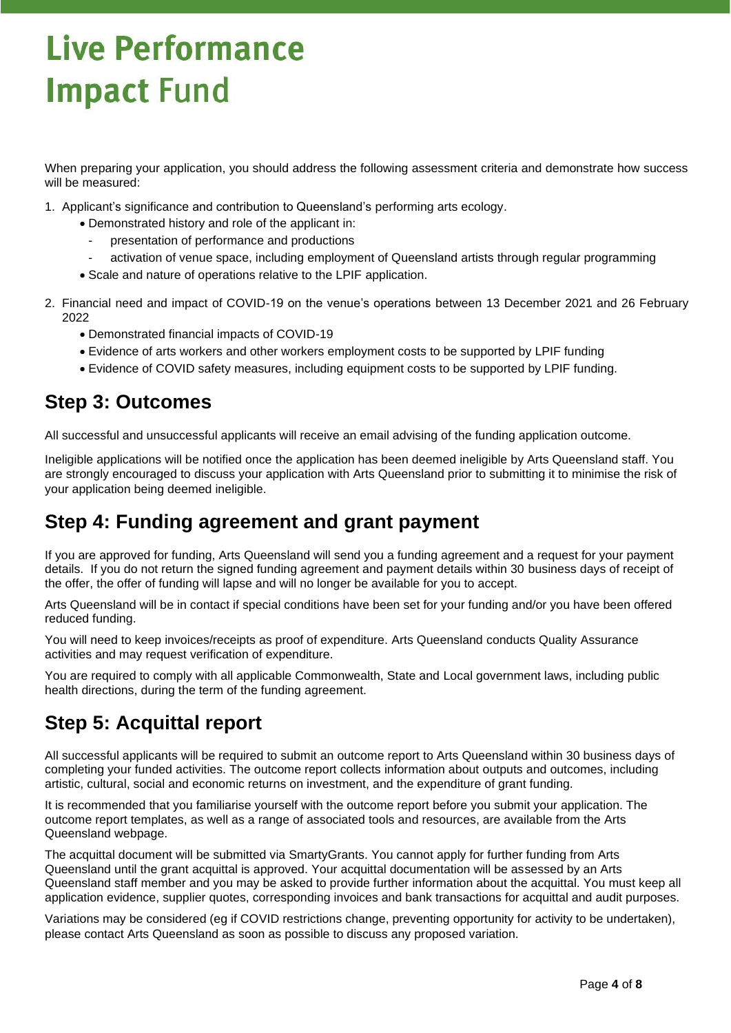# Live Performance Impact Fund

When preparing your application, you should address the following assessment criteria and demonstrate how success will be measured:

1. Applicant's significance and contribution to Queensland's performing arts ecology.
    - Demonstrated history and role of the applicant in:
        - presentation of performance and productions
        - activation of venue space, including employment of Queensland artists through regular programming
    - Scale and nature of operations relative to the LPIF application.
2. Financial need and impact of COVID-19 on the venue's operations between 13 December 2021 and 26 February 2022
    - Demonstrated financial impacts of COVID-19
    - Evidence of arts workers and other workers employment costs to be supported by LPIF funding
    - Evidence of COVID safety measures, including equipment costs to be supported by LPIF funding.

## Step 3: Outcomes

All successful and unsuccessful applicants will receive an email advising of the funding application outcome.

Ineligible applications will be notified once the application has been deemed ineligible by Arts Queensland staff. You are strongly encouraged to discuss your application with Arts Queensland prior to submitting it to minimise the risk of your application being deemed ineligible.

## Step 4: Funding agreement and grant payment

If you are approved for funding, Arts Queensland will send you a funding agreement and a request for your payment details. If you do not return the signed funding agreement and payment details within 30 business days of receipt of the offer, the offer of funding will lapse and will no longer be available for you to accept.

Arts Queensland will be in contact if special conditions have been set for your funding and/or you have been offered reduced funding.

You will need to keep invoices/receipts as proof of expenditure. Arts Queensland conducts Quality Assurance activities and may request verification of expenditure.

You are required to comply with all applicable Commonwealth, State and Local government laws, including public health directions, during the term of the funding agreement.

## Step 5: Acquittal report

All successful applicants will be required to submit an outcome report to Arts Queensland within 30 business days of completing your funded activities. The outcome report collects information about outputs and outcomes, including artistic, cultural, social and economic returns on investment, and the expenditure of grant funding.

It is recommended that you familiarise yourself with the outcome report before you submit your application. The outcome report templates, as well as a range of associated tools and resources, are available from the Arts Queensland webpage.

The acquittal document will be submitted via SmartyGrants. You cannot apply for further funding from Arts Queensland until the grant acquittal is approved. Your acquittal documentation will be assessed by an Arts Queensland staff member and you may be asked to provide further information about the acquittal. You must keep all application evidence, supplier quotes, corresponding invoices and bank transactions for acquittal and audit purposes.

Variations may be considered (eg if COVID restrictions change, preventing opportunity for activity to be undertaken), please contact Arts Queensland as soon as possible to discuss any proposed variation.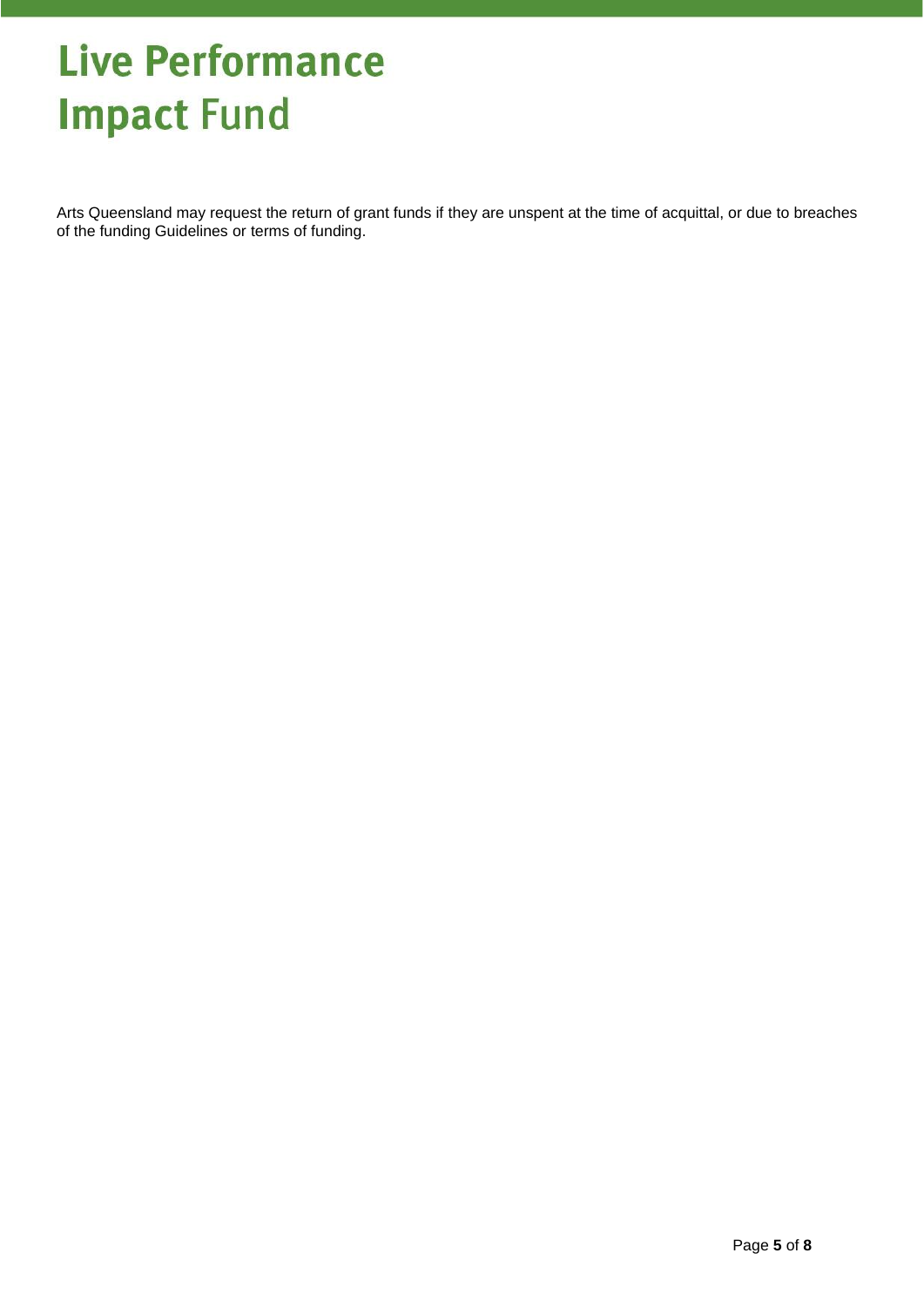Arts Queensland may request the return of grant funds if they are unspent at the time of acquittal, or due to breaches of the funding Guidelines or terms of funding.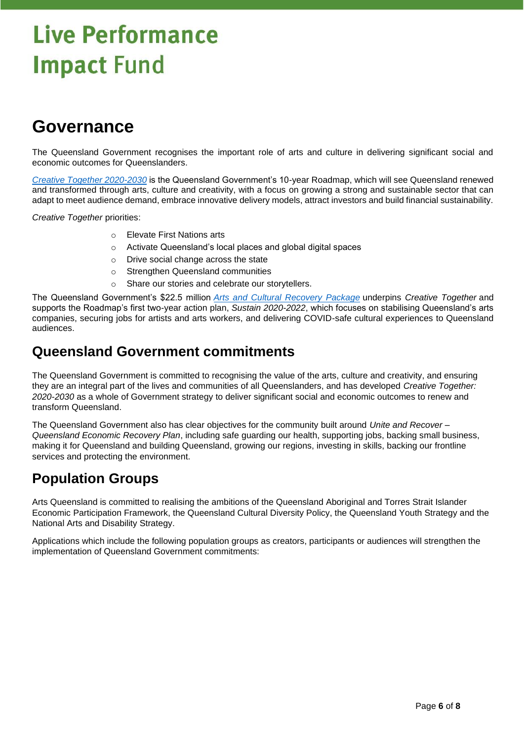# Live Performance Impact Fund

## Governance

The Queensland Government recognises the important role of arts and culture in delivering significant social and economic outcomes for Queenslanders.

*Creative Together 2020-2030* is the Queensland Government's 10-year Roadmap, which will see Queensland renewed and transformed through arts, culture and creativity, with a focus on growing a strong and sustainable sector that can adapt to meet audience demand, embrace innovative delivery models, attract investors and build financial sustainability.

*Creative Together* priorities:

- Elevate First Nations arts
- Activate Queensland's local places and global digital spaces
- Drive social change across the state
- Strengthen Queensland communities
- Share our stories and celebrate our storytellers.

The Queensland Government's $22.5 million *Arts and Cultural Recovery Package* underpins *Creative Together* and supports the Roadmap's first two-year action plan, *Sustain 2020-2022*, which focuses on stabilising Queensland's arts companies, securing jobs for artists and arts workers, and delivering COVID-safe cultural experiences to Queensland audiences.

## Queensland Government commitments

The Queensland Government is committed to recognising the value of the arts, culture and creativity, and ensuring they are an integral part of the lives and communities of all Queenslanders, and has developed *Creative Together: 2020-2030* as a whole of Government strategy to deliver significant social and economic outcomes to renew and transform Queensland.

The Queensland Government also has clear objectives for the community built around *Unite and Recover – Queensland Economic Recovery Plan*, including safe guarding our health, supporting jobs, backing small business, making it for Queensland and building Queensland, growing our regions, investing in skills, backing our frontline services and protecting the environment.

## Population Groups

Arts Queensland is committed to realising the ambitions of the Queensland Aboriginal and Torres Strait Islander Economic Participation Framework, the Queensland Cultural Diversity Policy, the Queensland Youth Strategy and the National Arts and Disability Strategy.

Applications which include the following population groups as creators, participants or audiences will strengthen the implementation of Queensland Government commitments: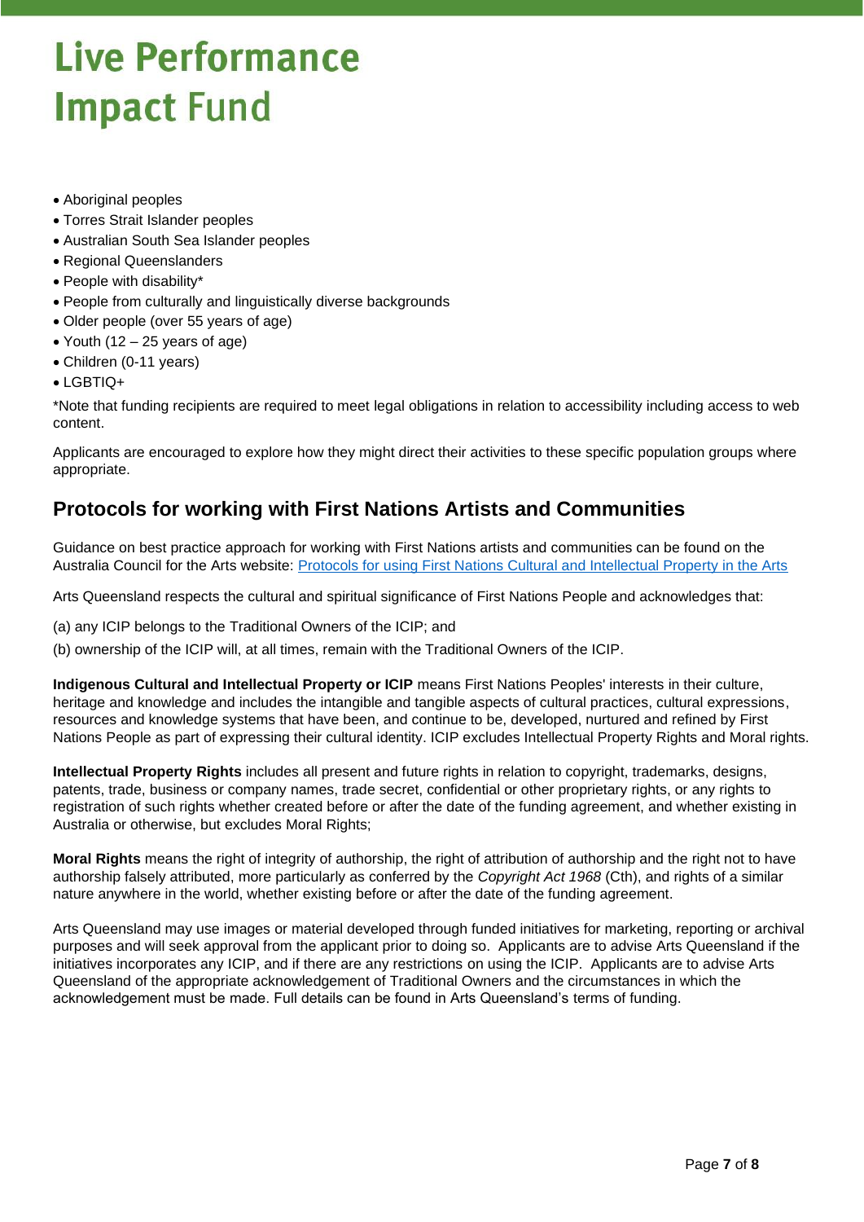# Live Performance Impact Fund

- Aboriginal peoples
- Torres Strait Islander peoples
- Australian South Sea Islander peoples
- Regional Queenslanders
- People with disability*
- People from culturally and linguistically diverse backgrounds
- Older people (over 55 years of age)
- Youth (12 – 25 years of age)
- Children (0-11 years)
- LGBTIQ+

*Note that funding recipients are required to meet legal obligations in relation to accessibility including access to web content.

Applicants are encouraged to explore how they might direct their activities to these specific population groups where appropriate.

## Protocols for working with First Nations Artists and Communities

Guidance on best practice approach for working with First Nations artists and communities can be found on the Australia Council for the Arts website: [Protocols for using First Nations Cultural and Intellectual Property in the Arts]()

Arts Queensland respects the cultural and spiritual significance of First Nations People and acknowledges that:

(a) any ICIP belongs to the Traditional Owners of the ICIP; and

(b) ownership of the ICIP will, at all times, remain with the Traditional Owners of the ICIP.

**Indigenous Cultural and Intellectual Property or ICIP** means First Nations Peoples' interests in their culture, heritage and knowledge and includes the intangible and tangible aspects of cultural practices, cultural expressions, resources and knowledge systems that have been, and continue to be, developed, nurtured and refined by First Nations People as part of expressing their cultural identity. ICIP excludes Intellectual Property Rights and Moral rights.

**Intellectual Property Rights** includes all present and future rights in relation to copyright, trademarks, designs, patents, trade, business or company names, trade secret, confidential or other proprietary rights, or any rights to registration of such rights whether created before or after the date of the funding agreement, and whether existing in Australia or otherwise, but excludes Moral Rights;

**Moral Rights** means the right of integrity of authorship, the right of attribution of authorship and the right not to have authorship falsely attributed, more particularly as conferred by the *Copyright Act 1968* (Cth), and rights of a similar nature anywhere in the world, whether existing before or after the date of the funding agreement.

Arts Queensland may use images or material developed through funded initiatives for marketing, reporting or archival purposes and will seek approval from the applicant prior to doing so. Applicants are to advise Arts Queensland if the initiatives incorporates any ICIP, and if there are any restrictions on using the ICIP. Applicants are to advise Arts Queensland of the appropriate acknowledgement of Traditional Owners and the circumstances in which the acknowledgement must be made. Full details can be found in Arts Queensland's terms of funding.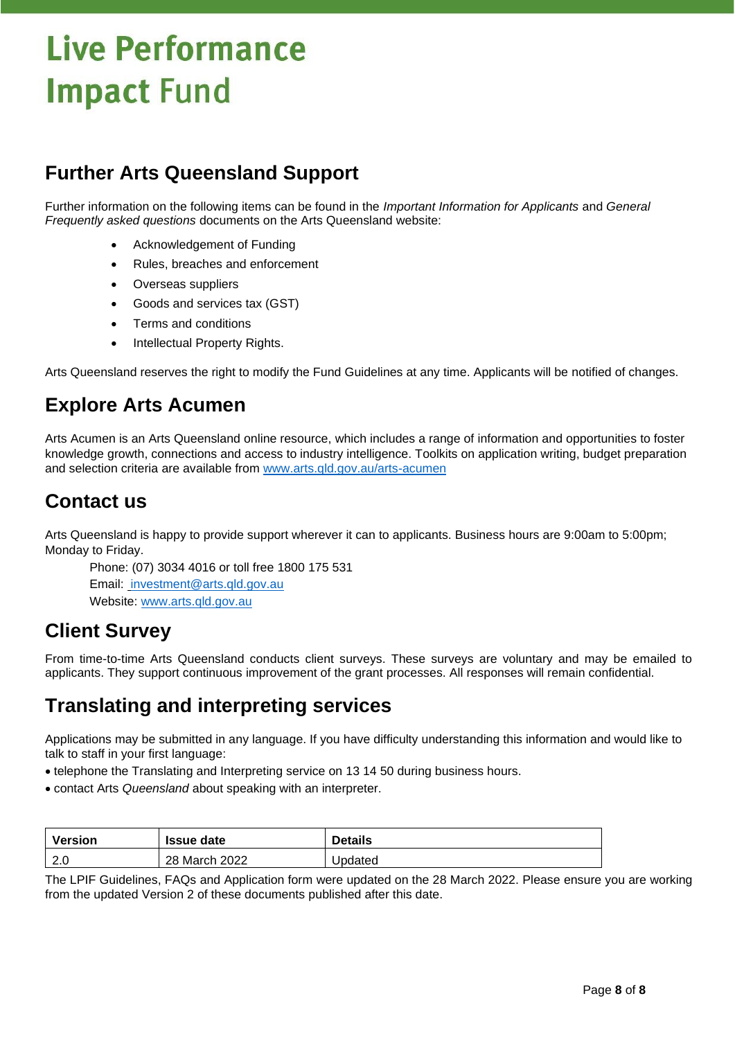# Live Performance Impact Fund

## Further Arts Queensland Support

Further information on the following items can be found in the *Important Information for Applicants* and *General Frequently asked questions* documents on the Arts Queensland website:

- Acknowledgement of Funding
- Rules, breaches and enforcement
- Overseas suppliers
- Goods and services tax (GST)
- Terms and conditions
- Intellectual Property Rights.

Arts Queensland reserves the right to modify the Fund Guidelines at any time. Applicants will be notified of changes.

## Explore Arts Acumen

Arts Acumen is an Arts Queensland online resource, which includes a range of information and opportunities to foster knowledge growth, connections and access to industry intelligence. Toolkits on application writing, budget preparation and selection criteria are available from www.arts.qld.gov.au/arts-acumen

## Contact us

Arts Queensland is happy to provide support wherever it can to applicants. Business hours are 9:00am to 5:00pm; Monday to Friday.

Phone: (07) 3034 4016 or toll free 1800 175 531
Email: investment@arts.qld.gov.au
Website: www.arts.qld.gov.au

## Client Survey

From time-to-time Arts Queensland conducts client surveys. These surveys are voluntary and may be emailed to applicants. They support continuous improvement of the grant processes. All responses will remain confidential.

## Translating and interpreting services

Applications may be submitted in any language. If you have difficulty understanding this information and would like to talk to staff in your first language:

- telephone the Translating and Interpreting service on 13 14 50 during business hours.
- contact Arts *Queensland* about speaking with an interpreter.

| Version | Issue date | Details |
|---|---|---|
| 2.0 | 28 March 2022 | Updated |

The LPIF Guidelines, FAQs and Application form were updated on the 28 March 2022. Please ensure you are working from the updated Version 2 of these documents published after this date.